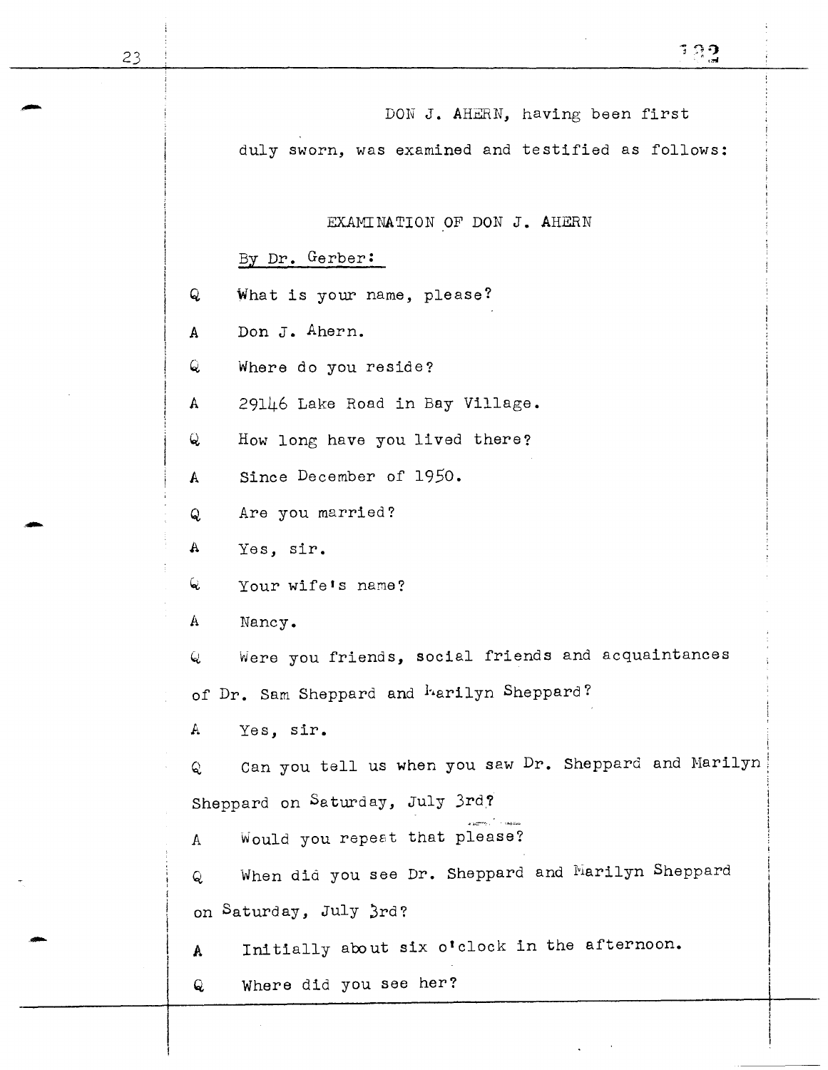DON J. AHERN, having been first duly sworn, was examined and testified as follows:

EXAMINATION OF DON J. AHERN

By Dr. Gerber:

Q What is your name, please?

A Don J. Ahern.

Q Where do you reside?

A 29146 Lake Road in Bay Village.

Q How long have you lived there?

A Since December of 1950.

Q Are you married?

A Yes, sir.

Q Your wife's name?

A Nancy.

Q Were you friends, social friends and acquaintances of Dr. Sam Sheppard and Marilyn Sheppard?

A Yes, sir.

Q Can you tell us when you saw Dr. Sheppard and Marilyn Sheppard on Saturday, July 3rd?

A Would you repeat that please?

Q When did you see Dr. Sheppard and Marilyn Sheppard on Saturday, July 3rd?

A Initially about six o'clock in the afternoon.

Q Where did you see her?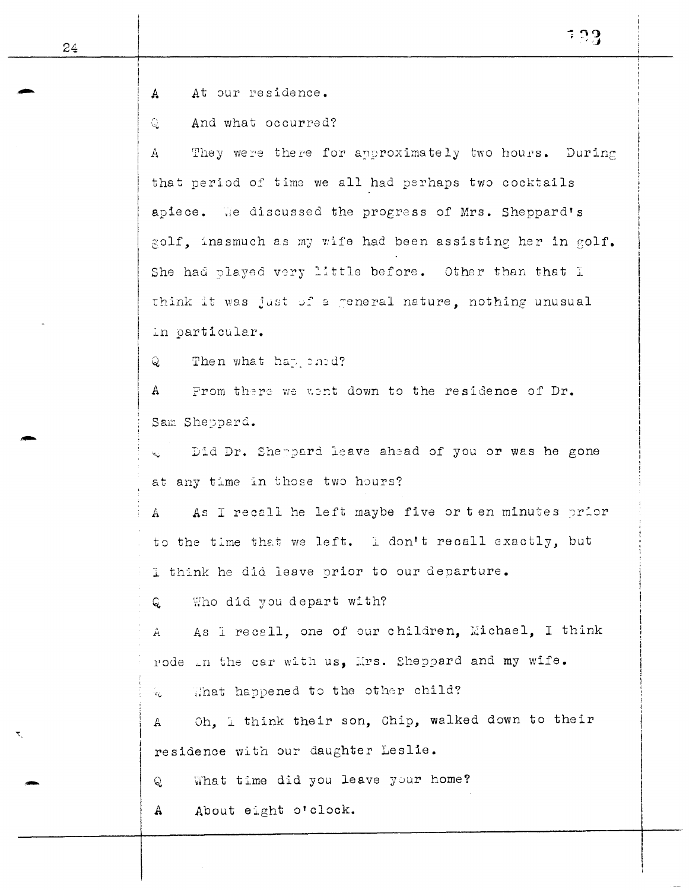A At our residence.

Q And what occurred?

A They were there for approximately two hours. During that period of time we all had perhaps two cocktails apiece. We discussed the progress of Mrs. Sheppard's golf, inasmuch as my wife had been assisting her in golf. She had played very little before. Other than that I think it was just of a general nature, nothing unusual in particular.

Q Then what happened?

A From there we went down to the residence of Dr. Sam Sheppard.

Q Did Dr. Sheppard leave ahead of you or was he gone at any time in those two hours?

A As I recall he left maybe five or t en minutes prior to the time that we left. I don't recall exactly, but I think he did leave prior to our departure.

Q Who did you depart with?

A As I recall, one of our children, Michael, I think rode in the car with us, Mrs. Sheppard and my wife.

Q What happened to the other child?

A Oh, I think their son, Chip, walked down to their residence with our daughter Leslie.

Q What time did you leave your home?

A About eight o'clock.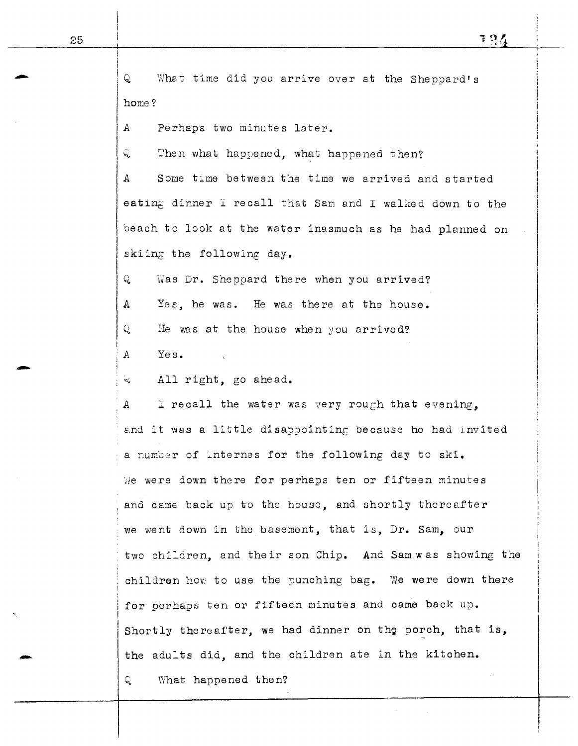Q What time did you arrive over at the Sheppard's home?

A Perhaps two minutes later.

Q Then what happened, what happened then?

A Some time between the time we arrived and started eating dinner I recall that Sam and I walked down to the beach to look at the water inasmuch as he had planned on skiing the following day.

Q Was Dr. Sheppard there when you arrived?

A Yes, he was. He was there at the house.

Q He was at the house when you arrived?

A Yes.

Q All right, go ahead.

A I recall the water was very rough that evening, and it was a little disappointing because he had invited a number of internes for the following day to ski. We were down there for perhaps ten or fifteen minutes and came back up to the house, and shortly thereafter we went down in the basement, that is, Dr. Sam, our two children, and their son Chip. And Sam was showing the children how to use the punching bag. We were down there for perhaps ten or fifteen minutes and came back up. Shortly thereafter, we had dinner on the porch, that is, the adults did, and the children ate in the kitchen.

Q What happened then?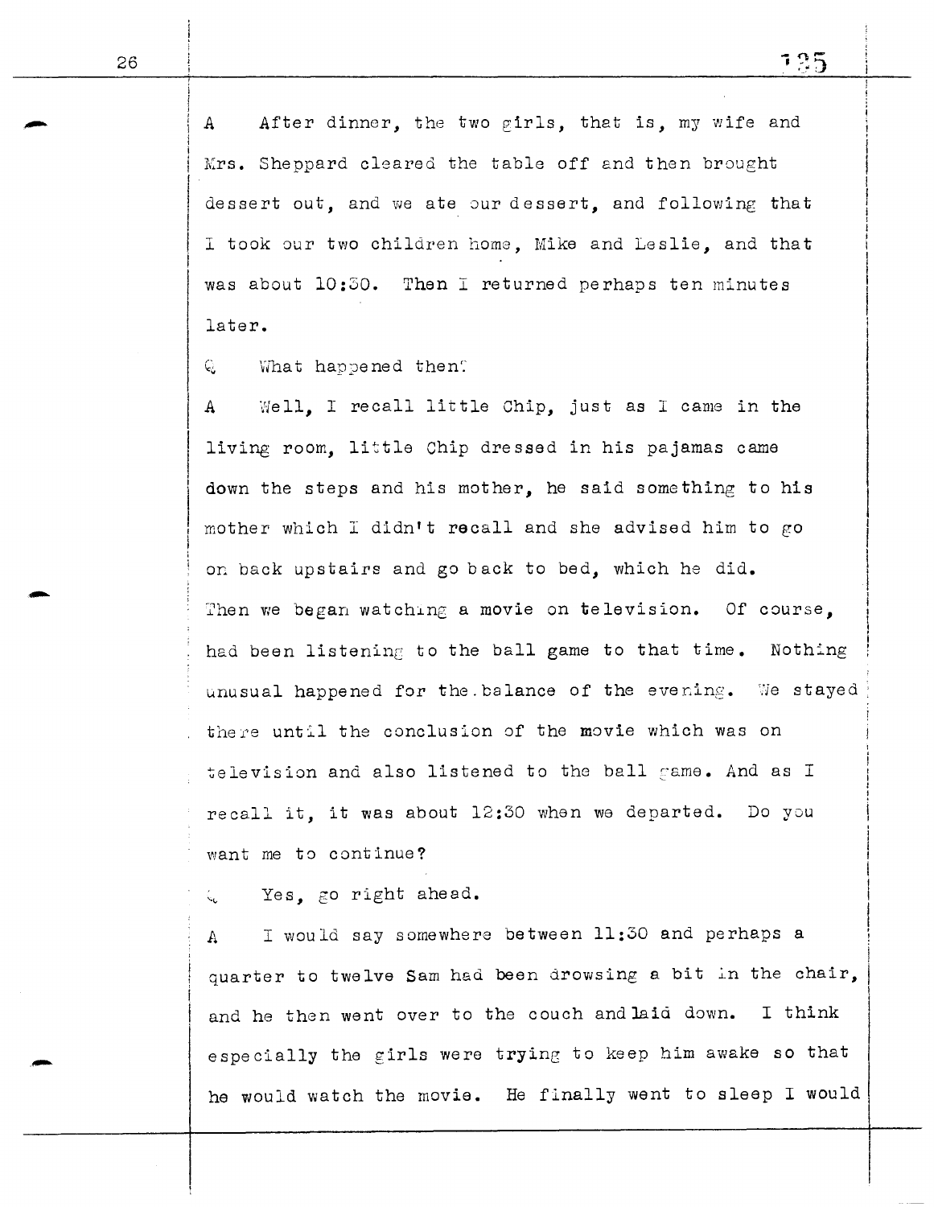A After dinner, the two girls, that is, my wife and Mrs. Sheppard cleared the table off and then brought dessert out, and we ate our dessert, and following that I took our two children home, Mike and Leslie, and that was about 10:30. Then I returned perhaps ten minutes later.

Q What happened then?

A Well, I recall little Chip, just as I came in the living room, little Chip dressed in his pajamas came down the steps and his mother, he said something to his mother which I didn't recall and she advised him to go on back upstairs and go back to bed, which he did. Then we began watching a movie on television. Of course, had been listening to the ball game to that time. Nothing unusual happened for the balance of the evening. We stayed there until the conclusion of the movie which was on television and also listened to the ball game. And as I recall it, it was about 12:30 when we departed. Do you want me to continue?

Q Yes, go right ahead.

A I would say somewhere between 11:30 and perhaps a quarter to twelve Sam had been drowsing a bit in the chair, and he then went over to the couch and laid down. I think especially the girls were trying to keep him awake so that he would watch the movie. He finally went to sleep I would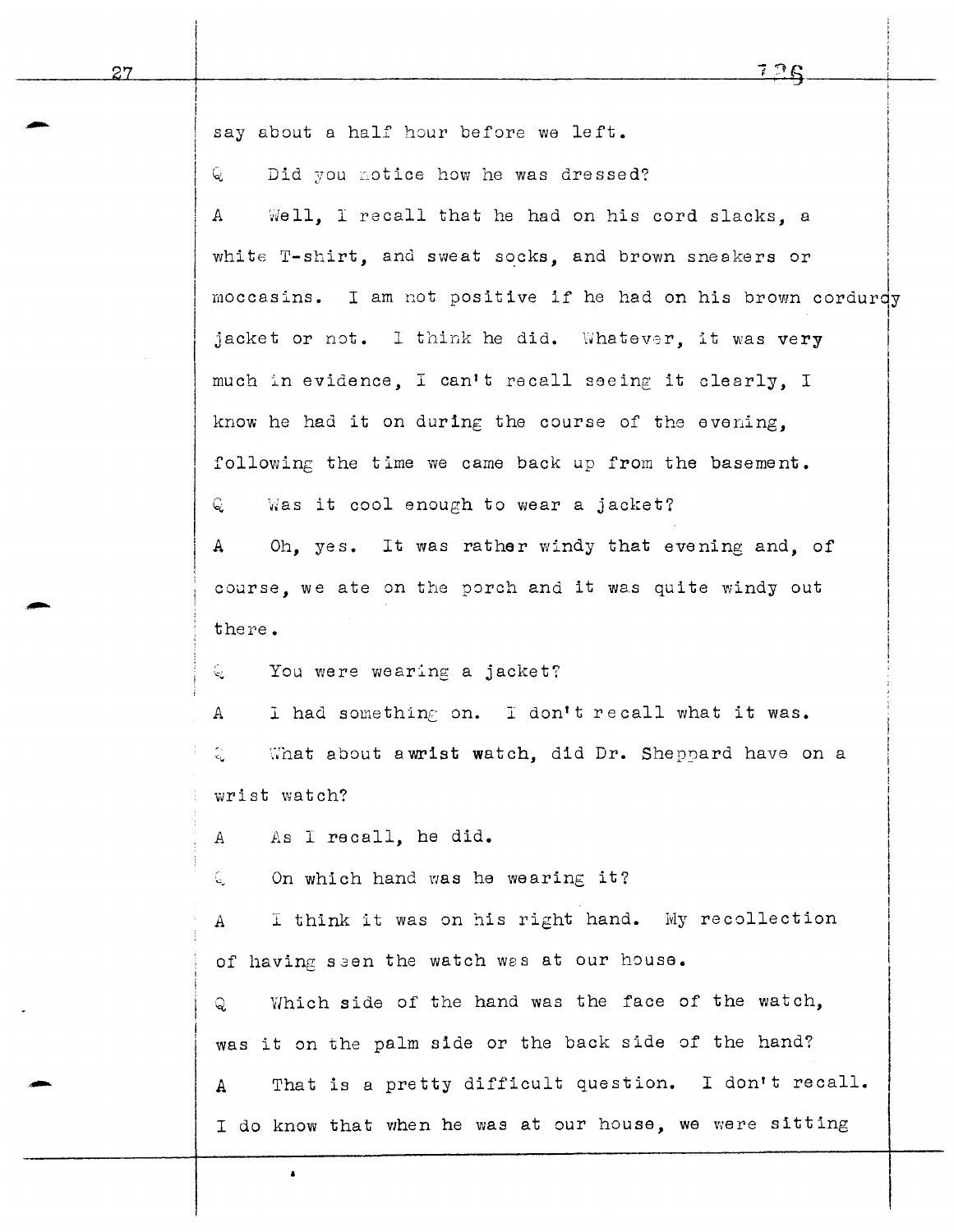say about a half hour before we left.

Q Did you notice how he was dressed?

A Well, I recall that he had on his cord slacks, a white T-shirt, and sweat socks, and brown sneakers or moccasins. I am not positive if he had on his brown corduroy jacket or not. I think he did. Whatever, it was very much in evidence, I can't recall seeing it clearly, I know he had it on during the course of the evening, following the time we came back up from the basement.

Q Was it cool enough to wear a jacket?

A Oh, yes. It was rather windy that evening and, of course, we ate on the porch and it was quite windy out there.

Q You were wearing a jacket?

A I had something on. I don't recall what it was.

Q What about a wrist watch, did Dr. Sheppard have on a wrist watch?

A As I recall, he did.

Q On which hand was he wearing it?

A I think it was on his right hand. My recollection of having seen the watch was at our house.

Q Which side of the hand was the face of the watch, was it on the palm side or the back side of the hand?

A That is a pretty difficult question. I don't recall. I do know that when he was at our house, we were sitting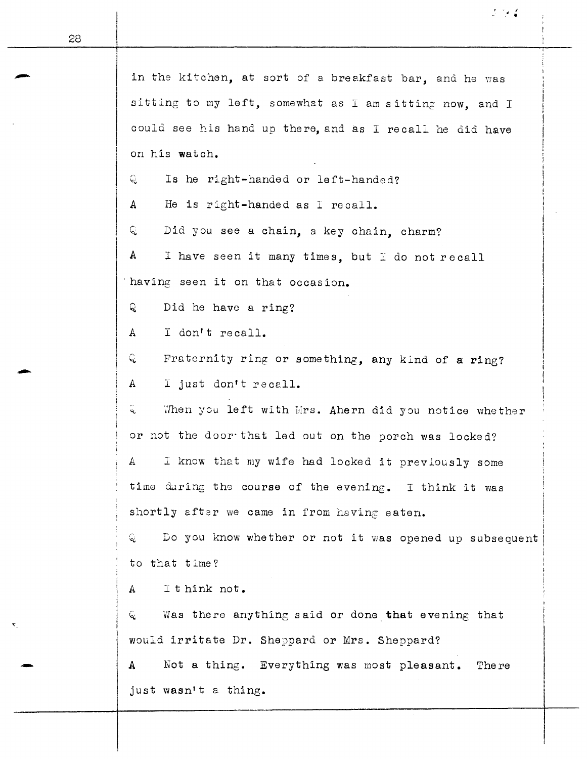in the kitchen, at sort of a breakfast bar, and he was sitting to my left, somewhat as I am sitting now, and I could see his hand up there, and as I recall he did have on his watch.

Q Is he right-handed or left-handed?

A He is right-handed as I recall.

Q Did you see a chain, a key chain, charm?

A I have seen it many times, but I do not recall having seen it on that occasion.

Q Did he have a ring?

A I don't recall.

Q Fraternity ring or something, any kind of a ring?

A I just don't recall.

Q When you left with Mrs. Ahern did you notice whether or not the door that led out on the porch was locked?

A I know that my wife had locked it previously some time during the course of the evening. I think it was shortly after we came in from having eaten.

Q Do you know whether or not it was opened up subsequent to that time?

A I think not.

Q Was there anything said or done that evening that would irritate Dr. Sheppard or Mrs. Sheppard?

A Not a thing. Everything was most pleasant. There just wasn't a thing.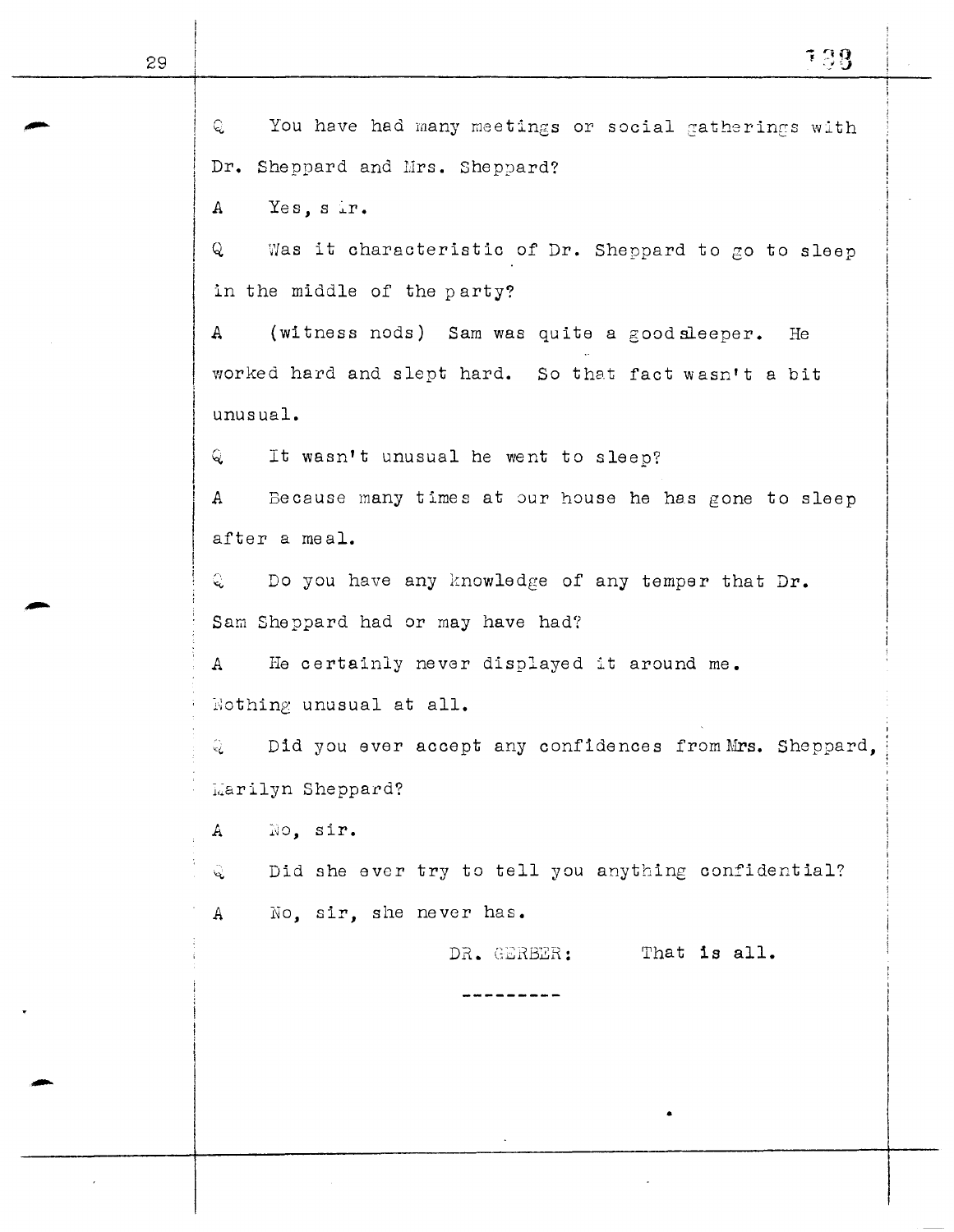Q You have had many meetings or social gatherings with Dr. Sheppard and Mrs. Sheppard?

A Yes, sir.

Q Was it characteristic of Dr. Sheppard to go to sleep in the middle of the party?

A (witness nods) Sam was quite a good sleeper. He worked hard and slept hard. So that fact wasn't a bit unusual.

Q It wasn't unusual he went to sleep?

A Because many times at our house he has gone to sleep after a meal.

Q Do you have any knowledge of any temper that Dr. Sam Sheppard had or may have had?

A He certainly never displayed it around me. Nothing unusual at all.

Q Did you ever accept any confidences from Mrs. Sheppard, Marilyn Sheppard?

A No, sir.

Q Did she ever try to tell you anything confidential?

A No, sir, she never has.

DR. GERBER: That is all.

---------